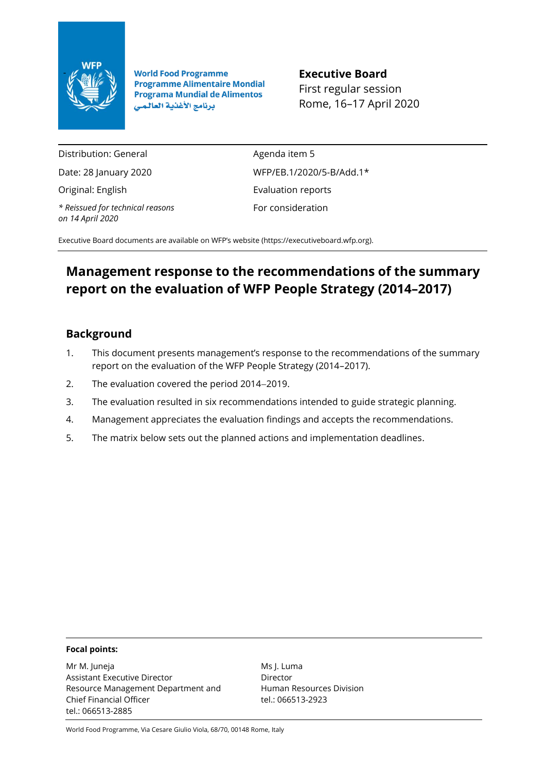World Food Programme
Programme Alimentaire Mondial
Programa Mundial de Alimentos
برنامج الأغذية العالمي

**Executive Board**
First regular session
Rome, 16–17 April 2020

| | |
|---|---|
| Distribution: General | Agenda item 5 |
| Date: 28 January 2020 | WFP/EB.1/2020/5-B/Add.1* |
| Original: English | Evaluation reports |
| *\* Reissued for technical reasons on 14 April 2020* | For consideration |

Executive Board documents are available on WFP's website (https://executiveboard.wfp.org).

# Management response to the recommendations of the summary report on the evaluation of WFP People Strategy (2014–2017)

## Background

1. This document presents management's response to the recommendations of the summary report on the evaluation of the WFP People Strategy (2014–2017).
2. The evaluation covered the period 2014–2019.
3. The evaluation resulted in six recommendations intended to guide strategic planning.
4. Management appreciates the evaluation findings and accepts the recommendations.
5. The matrix below sets out the planned actions and implementation deadlines.

**Focal points:**

Mr M. Juneja
Assistant Executive Director
Resource Management Department and Chief Financial Officer
tel.: 066513-2885

Ms J. Luma
Director
Human Resources Division
tel.: 066513-2923

World Food Programme, Via Cesare Giulio Viola, 68/70, 00148 Rome, Italy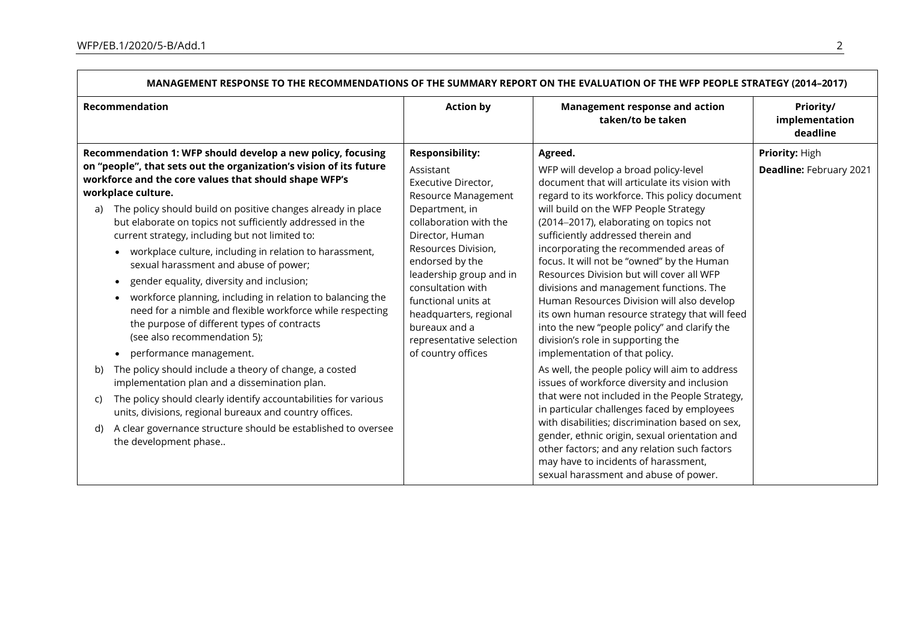| MANAGEMENT RESPONSE TO THE RECOMMENDATIONS OF THE SUMMARY REPORT ON THE EVALUATION OF THE WFP PEOPLE STRATEGY (2014–2017) | | | |
|---|---|---|---|
| **Recommendation** | **Action by** | **Management response and action taken/to be taken** | **Priority/ implementation deadline** |
| **Recommendation 1: WFP should develop a new policy, focusing on "people", that sets out the organization's vision of its future workforce and the core values that should shape WFP's workplace culture.**<br><br>a) The policy should build on positive changes already in place but elaborate on topics not sufficiently addressed in the current strategy, including but not limited to:<br>• workplace culture, including in relation to harassment, sexual harassment and abuse of power;<br>• gender equality, diversity and inclusion;<br>• workforce planning, including in relation to balancing the need for a nimble and flexible workforce while respecting the purpose of different types of contracts (see also recommendation 5);<br>• performance management.<br><br>b) The policy should include a theory of change, a costed implementation plan and a dissemination plan.<br><br>c) The policy should clearly identify accountabilities for various units, divisions, regional bureaux and country offices.<br><br>d) A clear governance structure should be established to oversee the development phase.. | **Responsibility:**<br><br>Assistant Executive Director, Resource Management Department, in collaboration with the Director, Human Resources Division, endorsed by the leadership group and in consultation with functional units at headquarters, regional bureaux and a representative selection of country offices | **Agreed.**<br><br>WFP will develop a broad policy-level document that will articulate its vision with regard to its workforce. This policy document will build on the WFP People Strategy (2014–2017), elaborating on topics not sufficiently addressed therein and incorporating the recommended areas of focus. It will not be "owned" by the Human Resources Division but will cover all WFP divisions and management functions. The Human Resources Division will also develop its own human resource strategy that will feed into the new "people policy" and clarify the division's role in supporting the implementation of that policy.<br><br>As well, the people policy will aim to address issues of workforce diversity and inclusion that were not included in the People Strategy, in particular challenges faced by employees with disabilities; discrimination based on sex, gender, ethnic origin, sexual orientation and other factors; and any relation such factors may have to incidents of harassment, sexual harassment and abuse of power. | **Priority:** High<br><br>**Deadline:** February 2021 |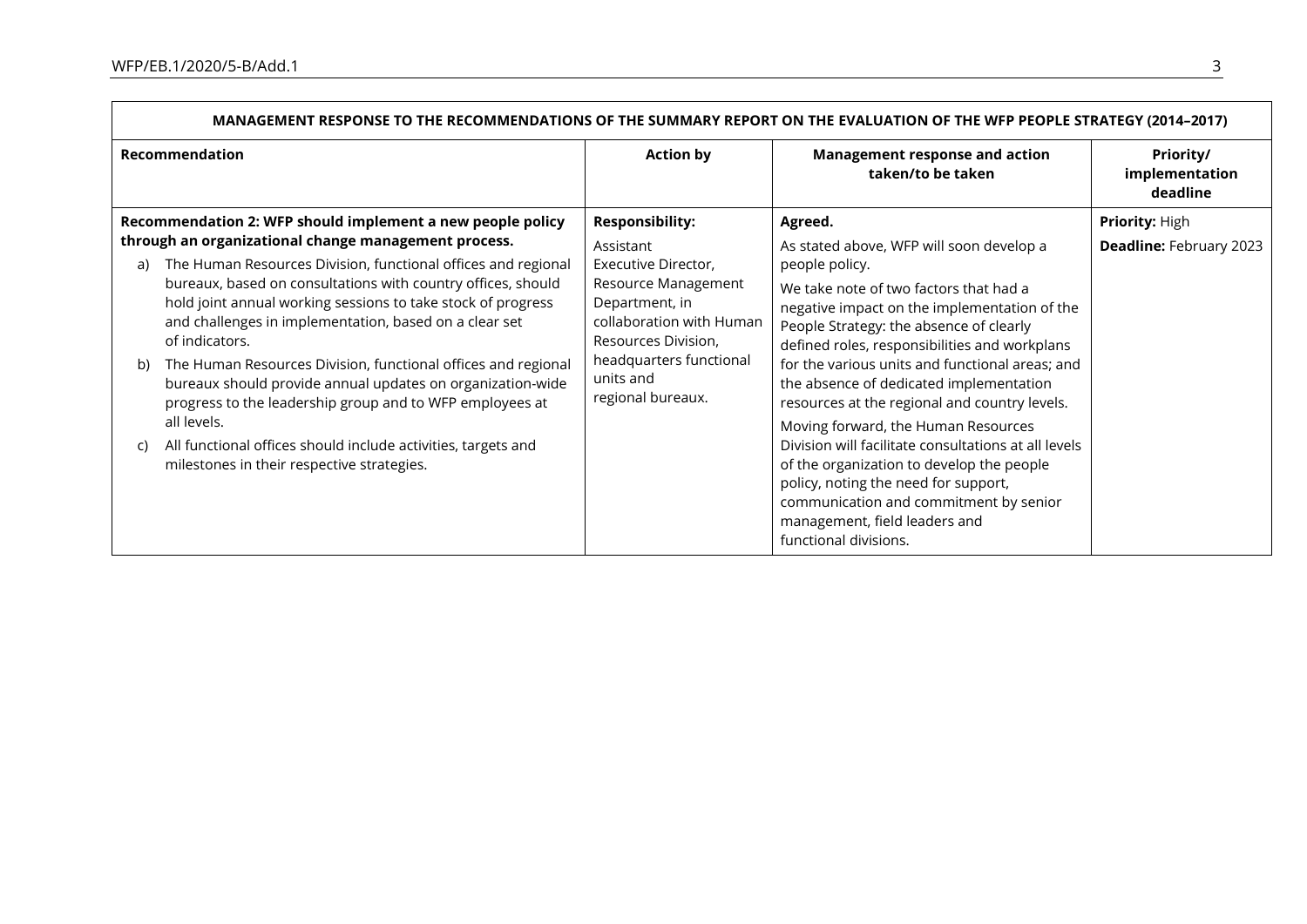| MANAGEMENT RESPONSE TO THE RECOMMENDATIONS OF THE SUMMARY REPORT ON THE EVALUATION OF THE WFP PEOPLE STRATEGY (2014–2017) | | | |
|---|---|---|---|
| **Recommendation** | **Action by** | **Management response and action taken/to be taken** | **Priority/ implementation deadline** |
| **Recommendation 2: WFP should implement a new people policy through an organizational change management process.**<br>a) The Human Resources Division, functional offices and regional bureaux, based on consultations with country offices, should hold joint annual working sessions to take stock of progress and challenges in implementation, based on a clear set of indicators.<br>b) The Human Resources Division, functional offices and regional bureaux should provide annual updates on organization-wide progress to the leadership group and to WFP employees at all levels.<br>c) All functional offices should include activities, targets and milestones in their respective strategies. | **Responsibility:**<br>Assistant Executive Director, Resource Management Department, in collaboration with Human Resources Division, headquarters functional units and regional bureaux. | **Agreed.**<br>As stated above, WFP will soon develop a people policy.<br>We take note of two factors that had a negative impact on the implementation of the People Strategy: the absence of clearly defined roles, responsibilities and workplans for the various units and functional areas; and the absence of dedicated implementation resources at the regional and country levels.<br>Moving forward, the Human Resources Division will facilitate consultations at all levels of the organization to develop the people policy, noting the need for support, communication and commitment by senior management, field leaders and functional divisions. | **Priority:** High<br>**Deadline:** February 2023 |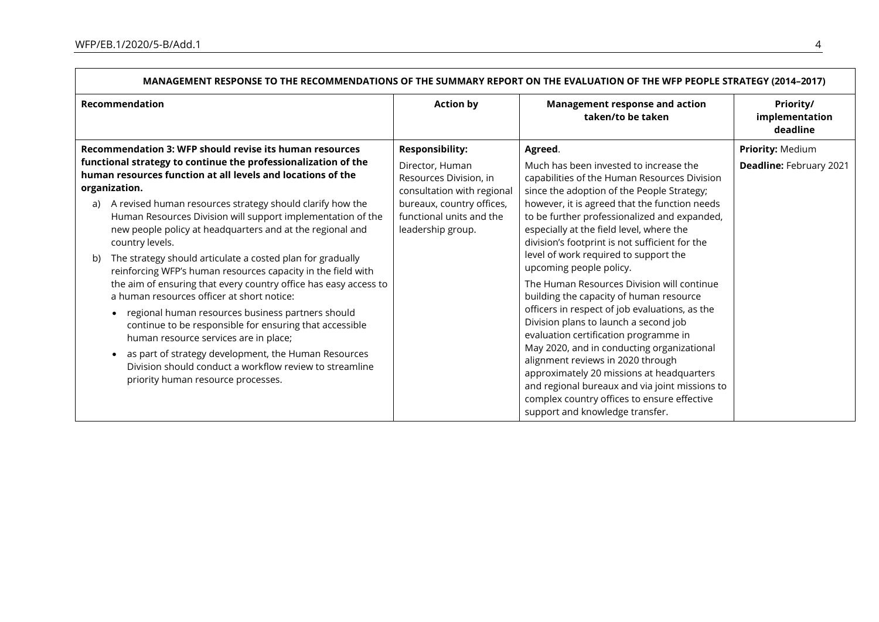| MANAGEMENT RESPONSE TO THE RECOMMENDATIONS OF THE SUMMARY REPORT ON THE EVALUATION OF THE WFP PEOPLE STRATEGY (2014–2017) | | | |
|---|---|---|---|
| **Recommendation** | **Action by** | **Management response and action taken/to be taken** | **Priority/ implementation deadline** |
| **Recommendation 3: WFP should revise its human resources functional strategy to continue the professionalization of the human resources function at all levels and locations of the organization.**<br>a) A revised human resources strategy should clarify how the Human Resources Division will support implementation of the new people policy at headquarters and at the regional and country levels.<br>b) The strategy should articulate a costed plan for gradually reinforcing WFP's human resources capacity in the field with the aim of ensuring that every country office has easy access to a human resources officer at short notice:<br>• regional human resources business partners should continue to be responsible for ensuring that accessible human resource services are in place;<br>• as part of strategy development, the Human Resources Division should conduct a workflow review to streamline priority human resource processes. | **Responsibility:**<br>Director, Human Resources Division, in consultation with regional bureaux, country offices, functional units and the leadership group. | **Agreed**.<br>Much has been invested to increase the capabilities of the Human Resources Division since the adoption of the People Strategy; however, it is agreed that the function needs to be further professionalized and expanded, especially at the field level, where the division's footprint is not sufficient for the level of work required to support the upcoming people policy.<br>The Human Resources Division will continue building the capacity of human resource officers in respect of job evaluations, as the Division plans to launch a second job evaluation certification programme in May 2020, and in conducting organizational alignment reviews in 2020 through approximately 20 missions at headquarters and regional bureaux and via joint missions to complex country offices to ensure effective support and knowledge transfer. | **Priority:** Medium<br>**Deadline:** February 2021 |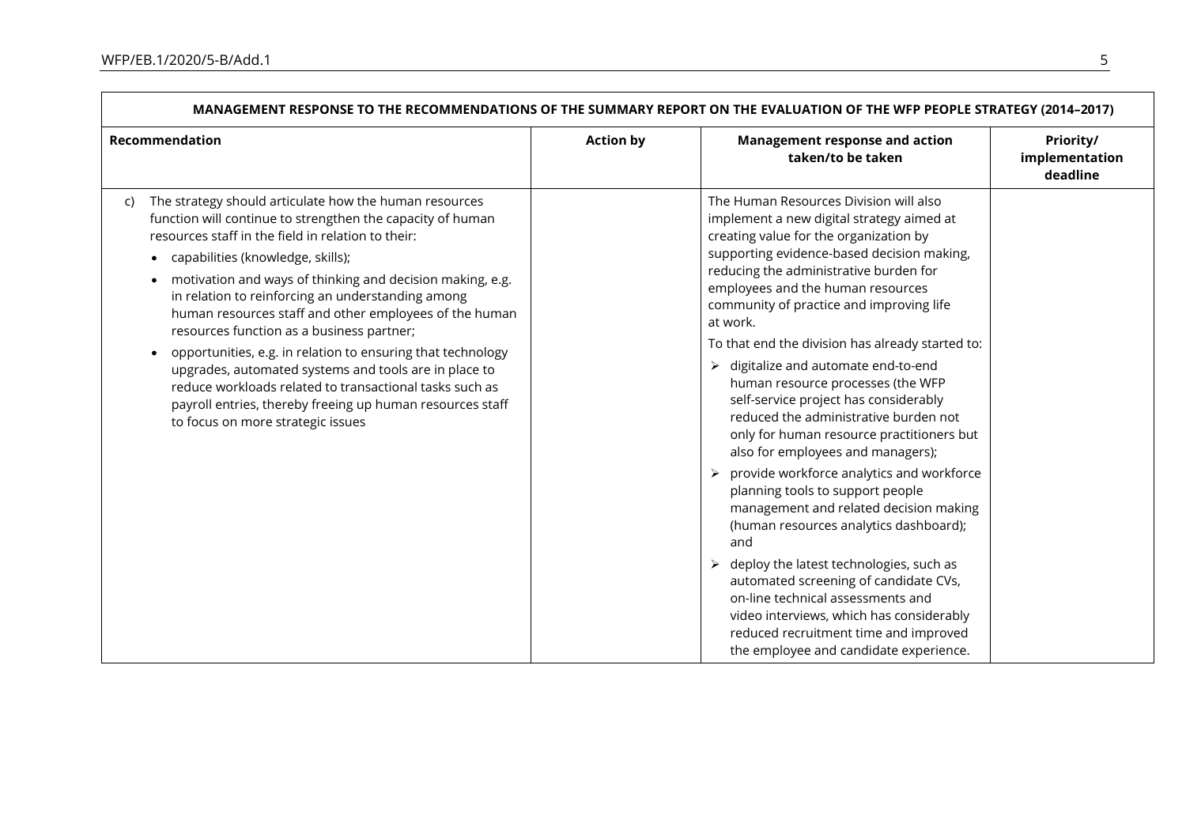| MANAGEMENT RESPONSE TO THE RECOMMENDATIONS OF THE SUMMARY REPORT ON THE EVALUATION OF THE WFP PEOPLE STRATEGY (2014–2017) | | | |
|---|---|---|---|
| **Recommendation** | **Action by** | **Management response and action taken/to be taken** | **Priority/ implementation deadline** |
| c) The strategy should articulate how the human resources function will continue to strengthen the capacity of human resources staff in the field in relation to their:<br>• capabilities (knowledge, skills);<br>• motivation and ways of thinking and decision making, e.g. in relation to reinforcing an understanding among human resources staff and other employees of the human resources function as a business partner;<br>• opportunities, e.g. in relation to ensuring that technology upgrades, automated systems and tools are in place to reduce workloads related to transactional tasks such as payroll entries, thereby freeing up human resources staff to focus on more strategic issues | | The Human Resources Division will also implement a new digital strategy aimed at creating value for the organization by supporting evidence-based decision making, reducing the administrative burden for employees and the human resources community of practice and improving life at work.<br>To that end the division has already started to:<br>➢ digitalize and automate end-to-end human resource processes (the WFP self-service project has considerably reduced the administrative burden not only for human resource practitioners but also for employees and managers);<br>➢ provide workforce analytics and workforce planning tools to support people management and related decision making (human resources analytics dashboard); and<br>➢ deploy the latest technologies, such as automated screening of candidate CVs, on-line technical assessments and video interviews, which has considerably reduced recruitment time and improved the employee and candidate experience. | |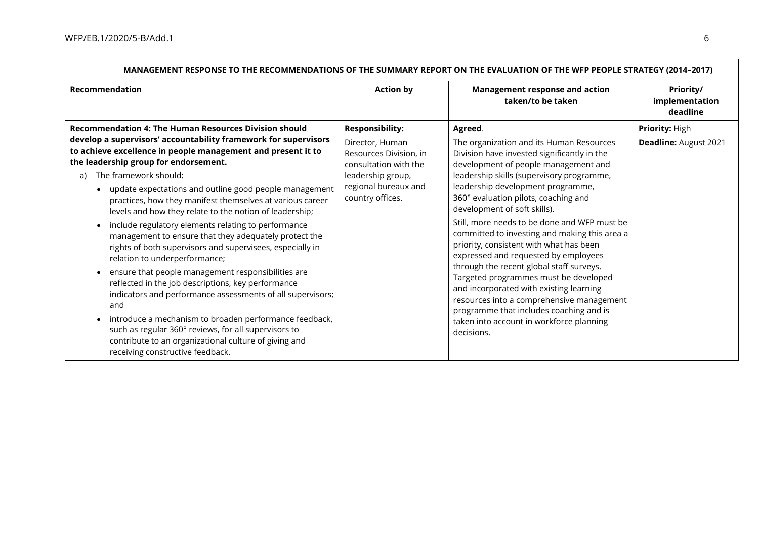| MANAGEMENT RESPONSE TO THE RECOMMENDATIONS OF THE SUMMARY REPORT ON THE EVALUATION OF THE WFP PEOPLE STRATEGY (2014–2017) | | | |
|---|---|---|---|
| **Recommendation** | **Action by** | **Management response and action taken/to be taken** | **Priority/ implementation deadline** |
| **Recommendation 4: The Human Resources Division should develop a supervisors' accountability framework for supervisors to achieve excellence in people management and present it to the leadership group for endorsement.**<br>a) The framework should:<br>• update expectations and outline good people management practices, how they manifest themselves at various career levels and how they relate to the notion of leadership;<br>• include regulatory elements relating to performance management to ensure that they adequately protect the rights of both supervisors and supervisees, especially in relation to underperformance;<br>• ensure that people management responsibilities are reflected in the job descriptions, key performance indicators and performance assessments of all supervisors; and<br>• introduce a mechanism to broaden performance feedback, such as regular 360° reviews, for all supervisors to contribute to an organizational culture of giving and receiving constructive feedback. | **Responsibility:**<br>Director, Human Resources Division, in consultation with the leadership group, regional bureaux and country offices. | **Agreed**.<br>The organization and its Human Resources Division have invested significantly in the development of people management and leadership skills (supervisory programme, leadership development programme, 360° evaluation pilots, coaching and development of soft skills).<br>Still, more needs to be done and WFP must be committed to investing and making this area a priority, consistent with what has been expressed and requested by employees through the recent global staff surveys. Targeted programmes must be developed and incorporated with existing learning resources into a comprehensive management programme that includes coaching and is taken into account in workforce planning decisions. | **Priority:** High<br>**Deadline:** August 2021 |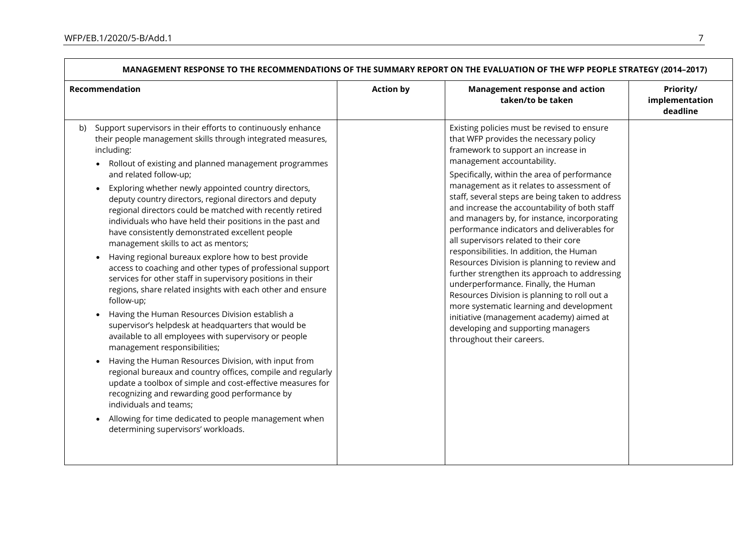| MANAGEMENT RESPONSE TO THE RECOMMENDATIONS OF THE SUMMARY REPORT ON THE EVALUATION OF THE WFP PEOPLE STRATEGY (2014–2017) | | | |
|---|---|---|---|
| **Recommendation** | **Action by** | **Management response and action taken/to be taken** | **Priority/ implementation deadline** |
| b) Support supervisors in their efforts to continuously enhance their people management skills through integrated measures, including:<br>• Rollout of existing and planned management programmes and related follow-up;<br>• Exploring whether newly appointed country directors, deputy country directors, regional directors and deputy regional directors could be matched with recently retired individuals who have held their positions in the past and have consistently demonstrated excellent people management skills to act as mentors;<br>• Having regional bureaux explore how to best provide access to coaching and other types of professional support services for other staff in supervisory positions in their regions, share related insights with each other and ensure follow-up;<br>• Having the Human Resources Division establish a supervisor's helpdesk at headquarters that would be available to all employees with supervisory or people management responsibilities;<br>• Having the Human Resources Division, with input from regional bureaux and country offices, compile and regularly update a toolbox of simple and cost-effective measures for recognizing and rewarding good performance by individuals and teams;<br>• Allowing for time dedicated to people management when determining supervisors' workloads. | | Existing policies must be revised to ensure that WFP provides the necessary policy framework to support an increase in management accountability.<br>Specifically, within the area of performance management as it relates to assessment of staff, several steps are being taken to address and increase the accountability of both staff and managers by, for instance, incorporating performance indicators and deliverables for all supervisors related to their core responsibilities. In addition, the Human Resources Division is planning to review and further strengthen its approach to addressing underperformance. Finally, the Human Resources Division is planning to roll out a more systematic learning and development initiative (management academy) aimed at developing and supporting managers throughout their careers. | |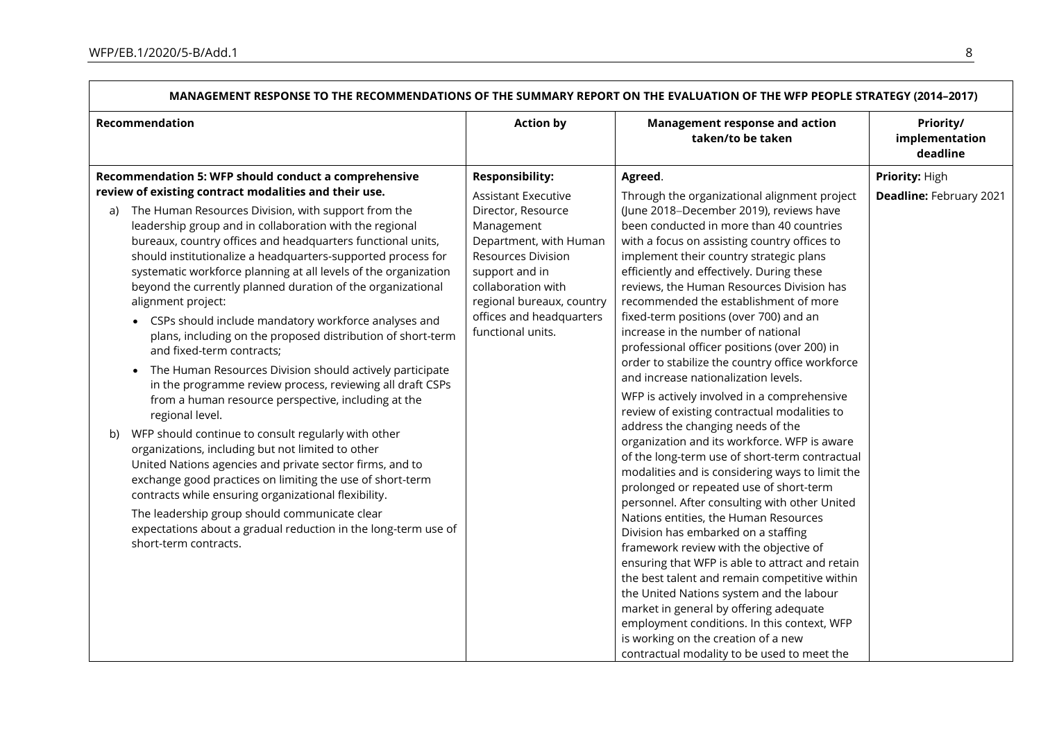| MANAGEMENT RESPONSE TO THE RECOMMENDATIONS OF THE SUMMARY REPORT ON THE EVALUATION OF THE WFP PEOPLE STRATEGY (2014–2017) | | | |
|---|---|---|---|
| **Recommendation** | **Action by** | **Management response and action taken/to be taken** | **Priority/ implementation deadline** |
| **Recommendation 5: WFP should conduct a comprehensive review of existing contract modalities and their use.**<br>a) The Human Resources Division, with support from the leadership group and in collaboration with the regional bureaux, country offices and headquarters functional units, should institutionalize a headquarters-supported process for systematic workforce planning at all levels of the organization beyond the currently planned duration of the organizational alignment project:<br>• CSPs should include mandatory workforce analyses and plans, including on the proposed distribution of short-term and fixed-term contracts;<br>• The Human Resources Division should actively participate in the programme review process, reviewing all draft CSPs from a human resource perspective, including at the regional level.<br>b) WFP should continue to consult regularly with other organizations, including but not limited to other United Nations agencies and private sector firms, and to exchange good practices on limiting the use of short-term contracts while ensuring organizational flexibility.<br>The leadership group should communicate clear expectations about a gradual reduction in the long-term use of short-term contracts. | **Responsibility:**<br>Assistant Executive Director, Resource Management Department, with Human Resources Division support and in collaboration with regional bureaux, country offices and headquarters functional units. | **Agreed**.<br>Through the organizational alignment project (June 2018–December 2019), reviews have been conducted in more than 40 countries with a focus on assisting country offices to implement their country strategic plans efficiently and effectively. During these reviews, the Human Resources Division has recommended the establishment of more fixed-term positions (over 700) and an increase in the number of national professional officer positions (over 200) in order to stabilize the country office workforce and increase nationalization levels.<br>WFP is actively involved in a comprehensive review of existing contractual modalities to address the changing needs of the organization and its workforce. WFP is aware of the long-term use of short-term contractual modalities and is considering ways to limit the prolonged or repeated use of short-term personnel. After consulting with other United Nations entities, the Human Resources Division has embarked on a staffing framework review with the objective of ensuring that WFP is able to attract and retain the best talent and remain competitive within the United Nations system and the labour market in general by offering adequate employment conditions. In this context, WFP is working on the creation of a new contractual modality to be used to meet the | **Priority:** High<br>**Deadline:** February 2021 |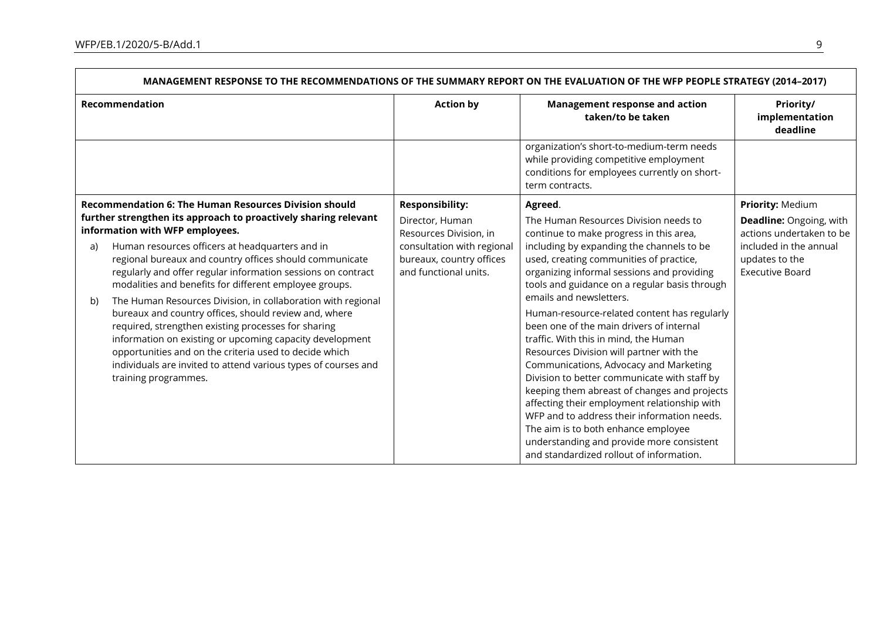| MANAGEMENT RESPONSE TO THE RECOMMENDATIONS OF THE SUMMARY REPORT ON THE EVALUATION OF THE WFP PEOPLE STRATEGY (2014–2017) | | | |
|---|---|---|---|
| **Recommendation** | **Action by** | **Management response and action taken/to be taken** | **Priority/ implementation deadline** |
| | | organization's short-to-medium-term needs while providing competitive employment conditions for employees currently on short-term contracts. | |
| **Recommendation 6: The Human Resources Division should further strengthen its approach to proactively sharing relevant information with WFP employees.**<br>a) Human resources officers at headquarters and in regional bureaux and country offices should communicate regularly and offer regular information sessions on contract modalities and benefits for different employee groups.<br>b) The Human Resources Division, in collaboration with regional bureaux and country offices, should review and, where required, strengthen existing processes for sharing information on existing or upcoming capacity development opportunities and on the criteria used to decide which individuals are invited to attend various types of courses and training programmes. | **Responsibility:**<br>Director, Human Resources Division, in consultation with regional bureaux, country offices and functional units. | **Agreed**.<br>The Human Resources Division needs to continue to make progress in this area, including by expanding the channels to be used, creating communities of practice, organizing informal sessions and providing tools and guidance on a regular basis through emails and newsletters.<br>Human-resource-related content has regularly been one of the main drivers of internal traffic. With this in mind, the Human Resources Division will partner with the Communications, Advocacy and Marketing Division to better communicate with staff by keeping them abreast of changes and projects affecting their employment relationship with WFP and to address their information needs. The aim is to both enhance employee understanding and provide more consistent and standardized rollout of information. | **Priority:** Medium<br>**Deadline:** Ongoing, with actions undertaken to be included in the annual updates to the Executive Board |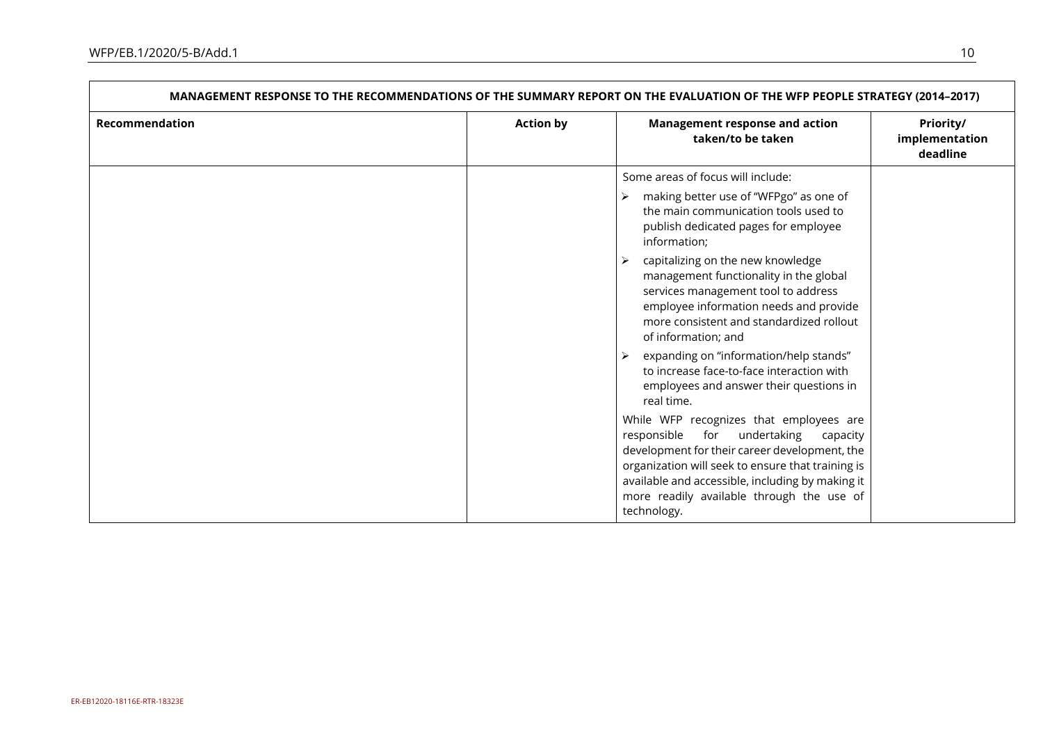| MANAGEMENT RESPONSE TO THE RECOMMENDATIONS OF THE SUMMARY REPORT ON THE EVALUATION OF THE WFP PEOPLE STRATEGY (2014–2017) | | | |
|---|---|---|---|
| **Recommendation** | **Action by** | **Management response and action taken/to be taken** | **Priority/ implementation deadline** |
| | | Some areas of focus will include:<br>➢ making better use of "WFPgo" as one of the main communication tools used to publish dedicated pages for employee information;<br>➢ capitalizing on the new knowledge management functionality in the global services management tool to address employee information needs and provide more consistent and standardized rollout of information; and<br>➢ expanding on "information/help stands" to increase face-to-face interaction with employees and answer their questions in real time.<br>While WFP recognizes that employees are responsible for undertaking capacity development for their career development, the organization will seek to ensure that training is available and accessible, including by making it more readily available through the use of technology. | |

ER-EB12020-18116E-RTR-18323E